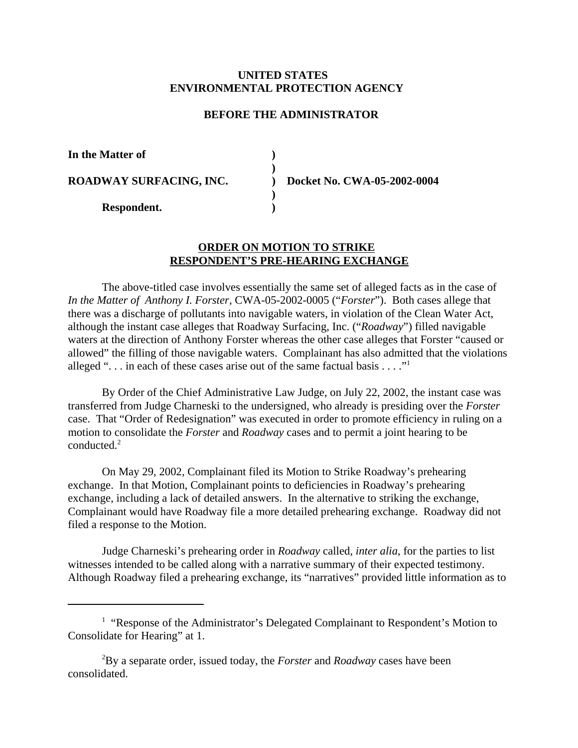**UNITED STATES**
**ENVIRONMENTAL PROTECTION AGENCY**

**BEFORE THE ADMINISTRATOR**

| | | |
|---|---|---|
| **In the Matter of** | **)** | |
| | **)** | |
| **ROADWAY SURFACING, INC.** | **)** | **Docket No. CWA-05-2002-0004** |
| | **)** | |
| **Respondent.** | **)** | |

## ORDER ON MOTION TO STRIKE RESPONDENT'S PRE-HEARING EXCHANGE

The above-titled case involves essentially the same set of alleged facts as in the case of *In the Matter of Anthony I. Forster,* CWA-05-2002-0005 ("*Forster*"). Both cases allege that there was a discharge of pollutants into navigable waters, in violation of the Clean Water Act, although the instant case alleges that Roadway Surfacing, Inc. ("*Roadway*") filled navigable waters at the direction of Anthony Forster whereas the other case alleges that Forster "caused or allowed" the filling of those navigable waters. Complainant has also admitted that the violations alleged ". . . in each of these cases arise out of the same factual basis . . . ."[1]

By Order of the Chief Administrative Law Judge, on July 22, 2002, the instant case was transferred from Judge Charneski to the undersigned, who already is presiding over the *Forster* case. That "Order of Redesignation" was executed in order to promote efficiency in ruling on a motion to consolidate the *Forster* and *Roadway* cases and to permit a joint hearing to be conducted.[2]

On May 29, 2002, Complainant filed its Motion to Strike Roadway's prehearing exchange. In that Motion, Complainant points to deficiencies in Roadway's prehearing exchange, including a lack of detailed answers. In the alternative to striking the exchange, Complainant would have Roadway file a more detailed prehearing exchange. Roadway did not filed a response to the Motion.

Judge Charneski's prehearing order in *Roadway* called, *inter alia,* for the parties to list witnesses intended to be called along with a narrative summary of their expected testimony. Although Roadway filed a prehearing exchange, its "narratives" provided little information as to

---

[1] "Response of the Administrator's Delegated Complainant to Respondent's Motion to Consolidate for Hearing" at 1.

[2] By a separate order, issued today, the *Forster* and *Roadway* cases have been consolidated.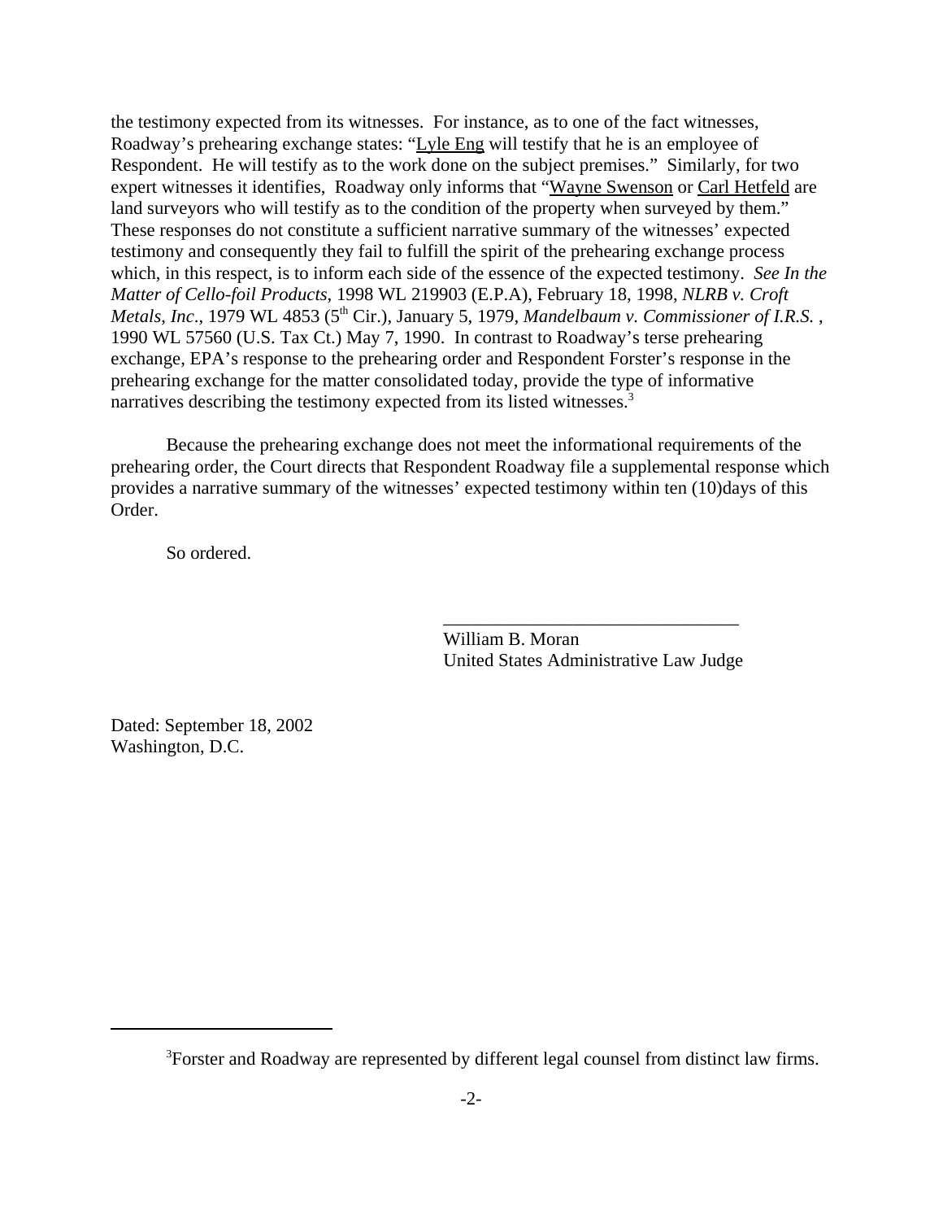the testimony expected from its witnesses. For instance, as to one of the fact witnesses, Roadway's prehearing exchange states: "Lyle Eng will testify that he is an employee of Respondent. He will testify as to the work done on the subject premises." Similarly, for two expert witnesses it identifies, Roadway only informs that "Wayne Swenson or Carl Hetfeld are land surveyors who will testify as to the condition of the property when surveyed by them." These responses do not constitute a sufficient narrative summary of the witnesses' expected testimony and consequently they fail to fulfill the spirit of the prehearing exchange process which, in this respect, is to inform each side of the essence of the expected testimony. *See In the Matter of Cello-foil Products*, 1998 WL 219903 (E.P.A), February 18, 1998, *NLRB v. Croft Metals, Inc.*, 1979 WL 4853 (5th Cir.), January 5, 1979, *Mandelbaum v. Commissioner of I.R.S.* , 1990 WL 57560 (U.S. Tax Ct.) May 7, 1990. In contrast to Roadway's terse prehearing exchange, EPA's response to the prehearing order and Respondent Forster's response in the prehearing exchange for the matter consolidated today, provide the type of informative narratives describing the testimony expected from its listed witnesses.[3]

Because the prehearing exchange does not meet the informational requirements of the prehearing order, the Court directs that Respondent Roadway file a supplemental response which provides a narrative summary of the witnesses' expected testimony within ten (10)days of this Order.

So ordered.

\_\_\_\_\_\_\_\_\_\_\_\_\_\_\_\_\_\_\_\_\_\_\_\_\_\_\_\_\_\_\_\_

William B. Moran
United States Administrative Law Judge

Dated: September 18, 2002
Washington, D.C.

---

[3]Forster and Roadway are represented by different legal counsel from distinct law firms.